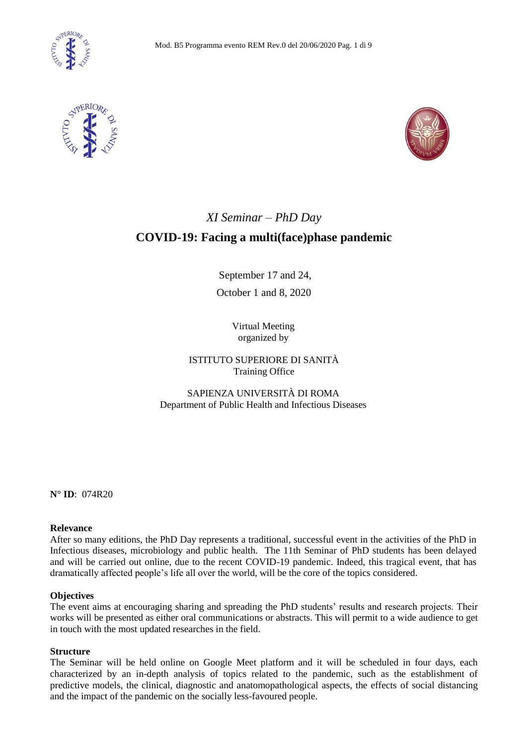*XI Seminar – PhD Day*

# COVID-19: Facing a multi(face)phase pandemic

September 17 and 24,

October 1 and 8, 2020

Virtual Meeting
organized by

ISTITUTO SUPERIORE DI SANITÀ
Training Office

SAPIENZA UNIVERSITÀ DI ROMA
Department of Public Health and Infectious Diseases

**N° ID**: 074R20

**Relevance**

After so many editions, the PhD Day represents a traditional, successful event in the activities of the PhD in Infectious diseases, microbiology and public health. The 11th Seminar of PhD students has been delayed and will be carried out online, due to the recent COVID-19 pandemic. Indeed, this tragical event, that has dramatically affected people's life all over the world, will be the core of the topics considered.

**Objectives**

The event aims at encouraging sharing and spreading the PhD students' results and research projects. Their works will be presented as either oral communications or abstracts. This will permit to a wide audience to get in touch with the most updated researches in the field.

**Structure**

The Seminar will be held online on Google Meet platform and it will be scheduled in four days, each characterized by an in-depth analysis of topics related to the pandemic, such as the establishment of predictive models, the clinical, diagnostic and anatomopathological aspects, the effects of social distancing and the impact of the pandemic on the socially less-favoured people.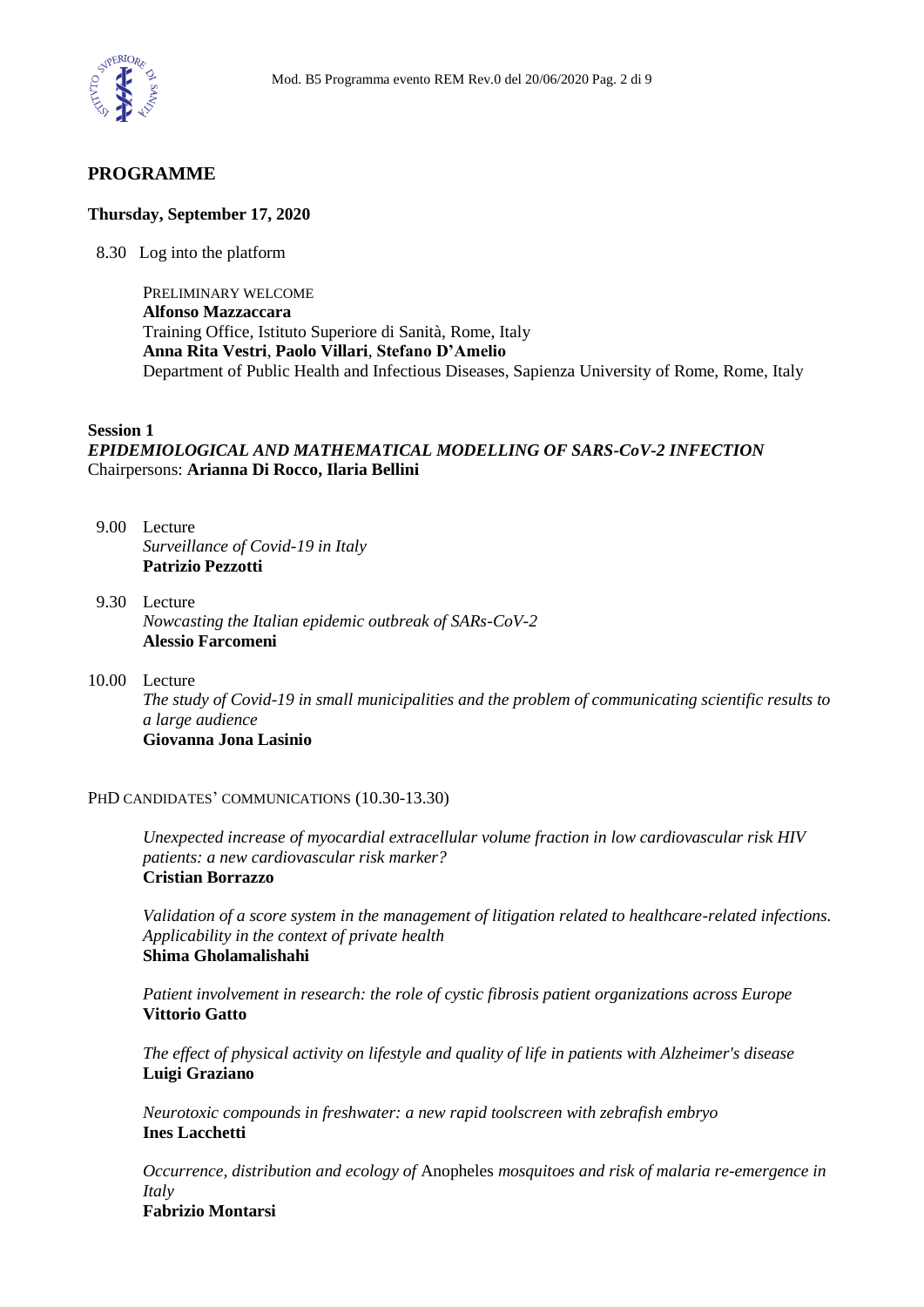## PROGRAMME

**Thursday, September 17, 2020**

8.30 Log into the platform

PRELIMINARY WELCOME
**Alfonso Mazzaccara**
Training Office, Istituto Superiore di Sanità, Rome, Italy
**Anna Rita Vestri**, **Paolo Villari**, **Stefano D'Amelio**
Department of Public Health and Infectious Diseases, Sapienza University of Rome, Rome, Italy

**Session 1**
***EPIDEMIOLOGICAL AND MATHEMATICAL MODELLING OF SARS-CoV-2 INFECTION***
Chairpersons: **Arianna Di Rocco, Ilaria Bellini**

9.00 Lecture
*Surveillance of Covid-19 in Italy*
**Patrizio Pezzotti**

9.30 Lecture
*Nowcasting the Italian epidemic outbreak of SARs-CoV-2*
**Alessio Farcomeni**

10.00 Lecture
*The study of Covid-19 in small municipalities and the problem of communicating scientific results to a large audience*
**Giovanna Jona Lasinio**

PHD CANDIDATES' COMMUNICATIONS (10.30-13.30)

*Unexpected increase of myocardial extracellular volume fraction in low cardiovascular risk HIV patients: a new cardiovascular risk marker?*
**Cristian Borrazzo**

*Validation of a score system in the management of litigation related to healthcare-related infections. Applicability in the context of private health*
**Shima Gholamalishahi**

*Patient involvement in research: the role of cystic fibrosis patient organizations across Europe*
**Vittorio Gatto**

*The effect of physical activity on lifestyle and quality of life in patients with Alzheimer's disease*
**Luigi Graziano**

*Neurotoxic compounds in freshwater: a new rapid toolscreen with zebrafish embryo*
**Ines Lacchetti**

*Occurrence, distribution and ecology of* Anopheles *mosquitoes and risk of malaria re-emergence in Italy*
**Fabrizio Montarsi**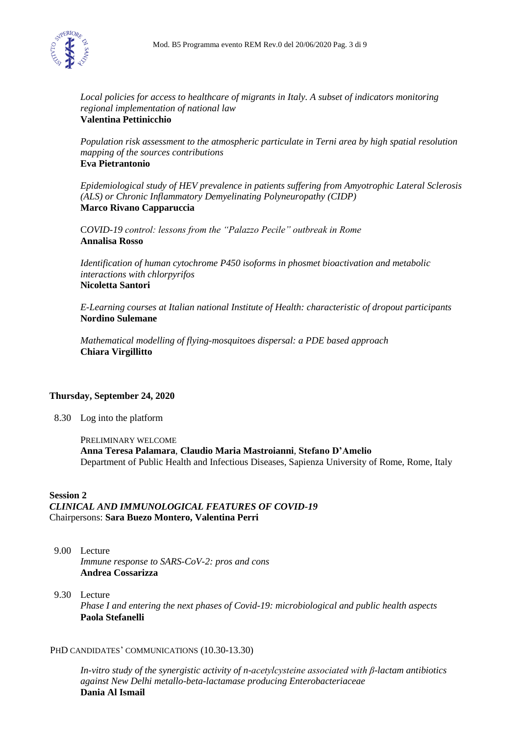*Local policies for access to healthcare of migrants in Italy. A subset of indicators monitoring regional implementation of national law*
**Valentina Pettinicchio**

*Population risk assessment to the atmospheric particulate in Terni area by high spatial resolution mapping of the sources contributions*
**Eva Pietrantonio**

*Epidemiological study of HEV prevalence in patients suffering from Amyotrophic Lateral Sclerosis (ALS) or Chronic Inflammatory Demyelinating Polyneuropathy (CIDP)*
**Marco Rivano Capparuccia**

C*OVID-19 control: lessons from the "Palazzo Pecile" outbreak in Rome*
**Annalisa Rosso**

*Identification of human cytochrome P450 isoforms in phosmet bioactivation and metabolic interactions with chlorpyrifos*
**Nicoletta Santori**

*E-Learning courses at Italian national Institute of Health: characteristic of dropout participants*
**Nordino Sulemane**

*Mathematical modelling of flying-mosquitoes dispersal: a PDE based approach*
**Chiara Virgillitto**

**Thursday, September 24, 2020**

8.30 Log into the platform

PRELIMINARY WELCOME
**Anna Teresa Palamara**, **Claudio Maria Mastroianni**, **Stefano D'Amelio**
Department of Public Health and Infectious Diseases, Sapienza University of Rome, Rome, Italy

**Session 2**
***CLINICAL AND IMMUNOLOGICAL FEATURES OF COVID-19***
Chairpersons: **Sara Buezo Montero, Valentina Perri**

9.00 Lecture
*Immune response to SARS-CoV-2: pros and cons*
**Andrea Cossarizza**

9.30 Lecture
*Phase I and entering the next phases of Covid-19: microbiological and public health aspects*
**Paola Stefanelli**

PHD CANDIDATES' COMMUNICATIONS (10.30-13.30)

*In-vitro study of the synergistic activity of n-acetylcysteine associated with β-lactam antibiotics against New Delhi metallo-beta-lactamase producing Enterobacteriaceae*
**Dania Al Ismail**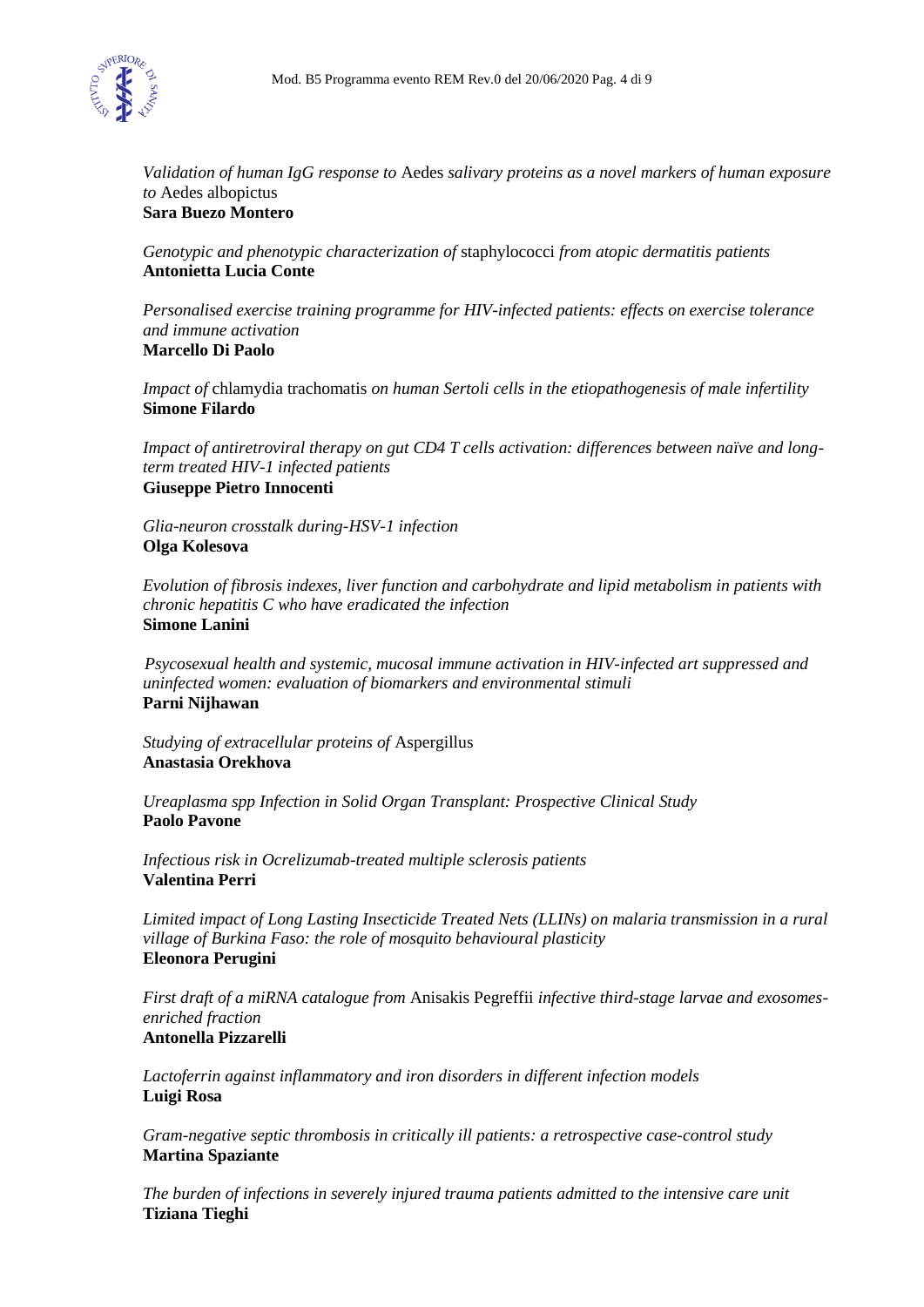*Validation of human IgG response to* Aedes *salivary proteins as a novel markers of human exposure to* Aedes albopictus
**Sara Buezo Montero**

*Genotypic and phenotypic characterization of* staphylococci *from atopic dermatitis patients*
**Antonietta Lucia Conte**

*Personalised exercise training programme for HIV-infected patients: effects on exercise tolerance and immune activation*
**Marcello Di Paolo**

*Impact of* chlamydia trachomatis *on human Sertoli cells in the etiopathogenesis of male infertility*
**Simone Filardo**

*Impact of antiretroviral therapy on gut CD4 T cells activation: differences between naïve and long-term treated HIV-1 infected patients*
**Giuseppe Pietro Innocenti**

*Glia-neuron crosstalk during-HSV-1 infection*
**Olga Kolesova**

*Evolution of fibrosis indexes, liver function and carbohydrate and lipid metabolism in patients with chronic hepatitis C who have eradicated the infection*
**Simone Lanini**

*Psycosexual health and systemic, mucosal immune activation in HIV-infected art suppressed and uninfected women: evaluation of biomarkers and environmental stimuli*
**Parni Nijhawan**

*Studying of extracellular proteins of* Aspergillus
**Anastasia Orekhova**

*Ureaplasma spp Infection in Solid Organ Transplant: Prospective Clinical Study*
**Paolo Pavone**

*Infectious risk in Ocrelizumab-treated multiple sclerosis patients*
**Valentina Perri**

*Limited impact of Long Lasting Insecticide Treated Nets (LLINs) on malaria transmission in a rural village of Burkina Faso: the role of mosquito behavioural plasticity*
**Eleonora Perugini**

*First draft of a miRNA catalogue from* Anisakis Pegreffii *infective third-stage larvae and exosomes-enriched fraction*
**Antonella Pizzarelli**

*Lactoferrin against inflammatory and iron disorders in different infection models*
**Luigi Rosa**

*Gram-negative septic thrombosis in critically ill patients: a retrospective case-control study*
**Martina Spaziante**

*The burden of infections in severely injured trauma patients admitted to the intensive care unit*
**Tiziana Tieghi**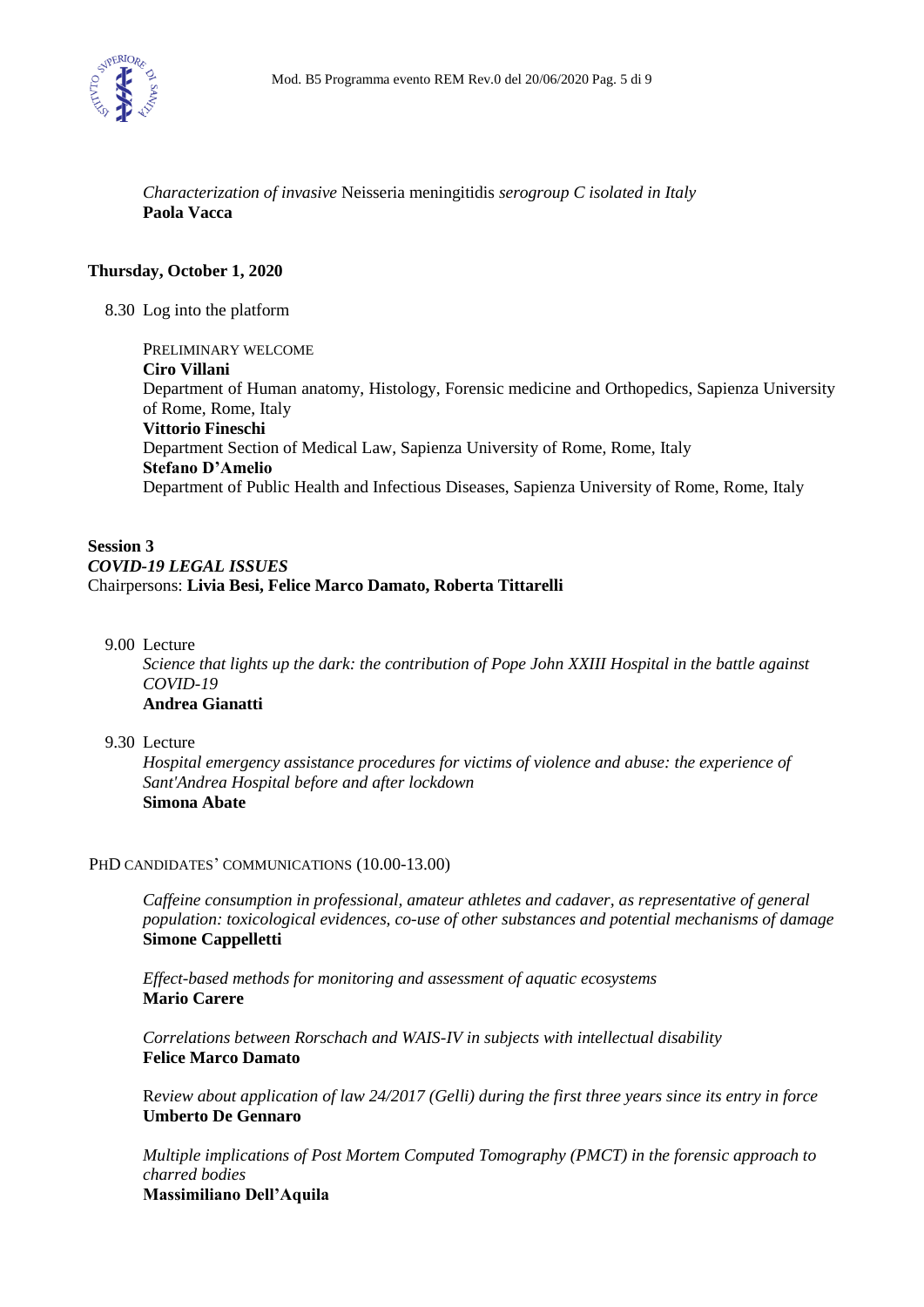*Characterization of invasive* Neisseria meningitidis *serogroup C isolated in Italy*
**Paola Vacca**

**Thursday, October 1, 2020**

8.30 Log into the platform

PRELIMINARY WELCOME
**Ciro Villani**
Department of Human anatomy, Histology, Forensic medicine and Orthopedics, Sapienza University of Rome, Rome, Italy
**Vittorio Fineschi**
Department Section of Medical Law, Sapienza University of Rome, Rome, Italy
**Stefano D'Amelio**
Department of Public Health and Infectious Diseases, Sapienza University of Rome, Rome, Italy

**Session 3**
***COVID-19 LEGAL ISSUES***
Chairpersons: **Livia Besi, Felice Marco Damato, Roberta Tittarelli**

9.00 Lecture
*Science that lights up the dark: the contribution of Pope John XXIII Hospital in the battle against COVID-19*
**Andrea Gianatti**

9.30 Lecture
*Hospital emergency assistance procedures for victims of violence and abuse: the experience of Sant'Andrea Hospital before and after lockdown*
**Simona Abate**

PHD CANDIDATES' COMMUNICATIONS (10.00-13.00)

*Caffeine consumption in professional, amateur athletes and cadaver, as representative of general population: toxicological evidences, co-use of other substances and potential mechanisms of damage*
**Simone Cappelletti**

*Effect-based methods for monitoring and assessment of aquatic ecosystems*
**Mario Carere**

*Correlations between Rorschach and WAIS-IV in subjects with intellectual disability*
**Felice Marco Damato**

R*eview about application of law 24/2017 (Gelli) during the first three years since its entry in force*
**Umberto De Gennaro**

*Multiple implications of Post Mortem Computed Tomography (PMCT) in the forensic approach to charred bodies*
**Massimiliano Dell'Aquila**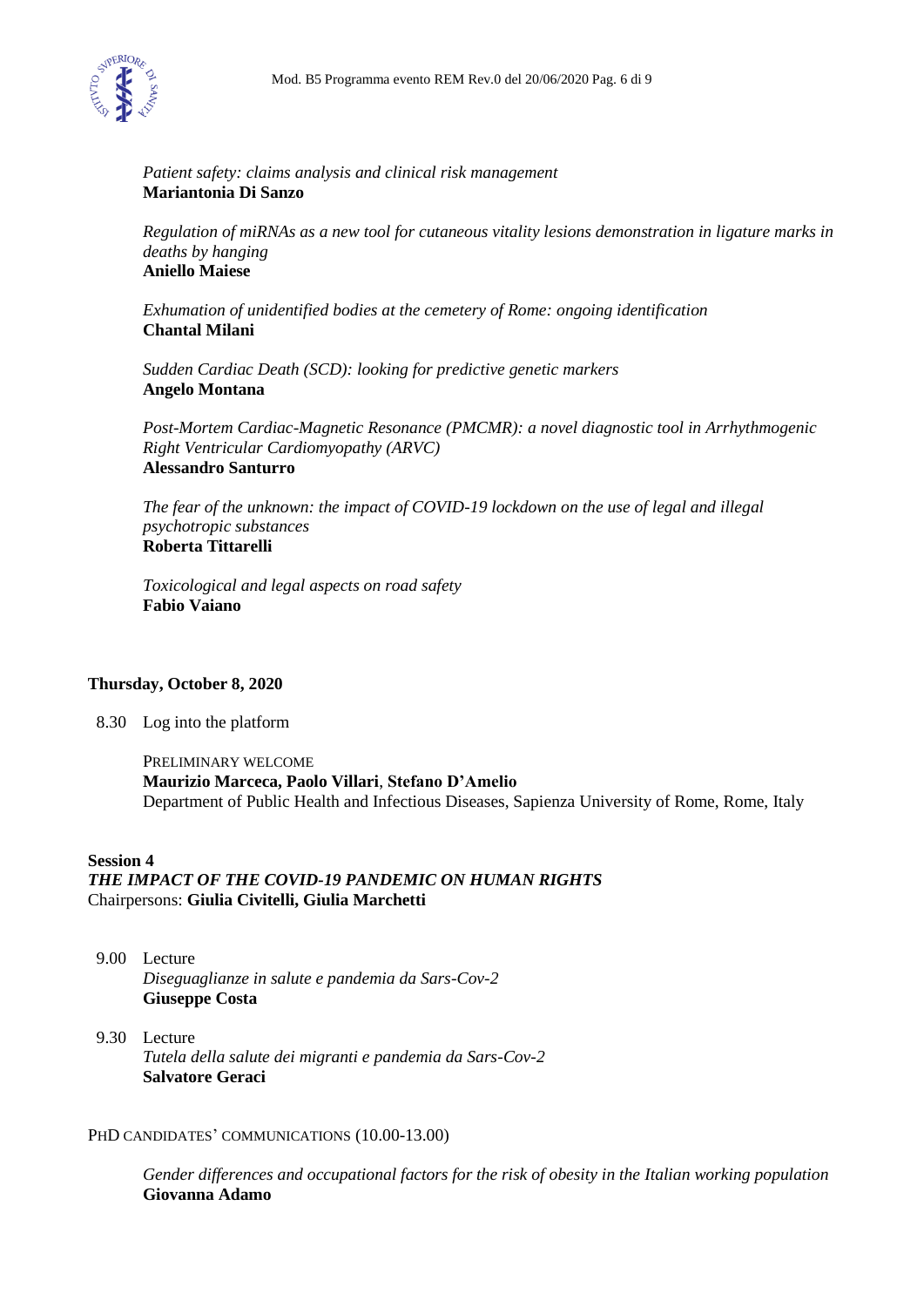*Patient safety: claims analysis and clinical risk management*
**Mariantonia Di Sanzo**

*Regulation of miRNAs as a new tool for cutaneous vitality lesions demonstration in ligature marks in deaths by hanging*
**Aniello Maiese**

*Exhumation of unidentified bodies at the cemetery of Rome: ongoing identification*
**Chantal Milani**

*Sudden Cardiac Death (SCD): looking for predictive genetic markers*
**Angelo Montana**

*Post-Mortem Cardiac-Magnetic Resonance (PMCMR): a novel diagnostic tool in Arrhythmogenic Right Ventricular Cardiomyopathy (ARVC)*
**Alessandro Santurro**

*The fear of the unknown: the impact of COVID-19 lockdown on the use of legal and illegal psychotropic substances*
**Roberta Tittarelli**

*Toxicological and legal aspects on road safety*
**Fabio Vaiano**

## Thursday, October 8, 2020

8.30 Log into the platform

PRELIMINARY WELCOME
**Maurizio Marceca, Paolo Villari**, **Stefano D'Amelio**
Department of Public Health and Infectious Diseases, Sapienza University of Rome, Rome, Italy

## Session 4
### *THE IMPACT OF THE COVID-19 PANDEMIC ON HUMAN RIGHTS*
Chairpersons: **Giulia Civitelli, Giulia Marchetti**

9.00 Lecture
*Diseguaglianze in salute e pandemia da Sars-Cov-2*
**Giuseppe Costa**

9.30 Lecture
*Tutela della salute dei migranti e pandemia da Sars-Cov-2*
**Salvatore Geraci**

PHD CANDIDATES' COMMUNICATIONS (10.00-13.00)

*Gender differences and occupational factors for the risk of obesity in the Italian working population*
**Giovanna Adamo**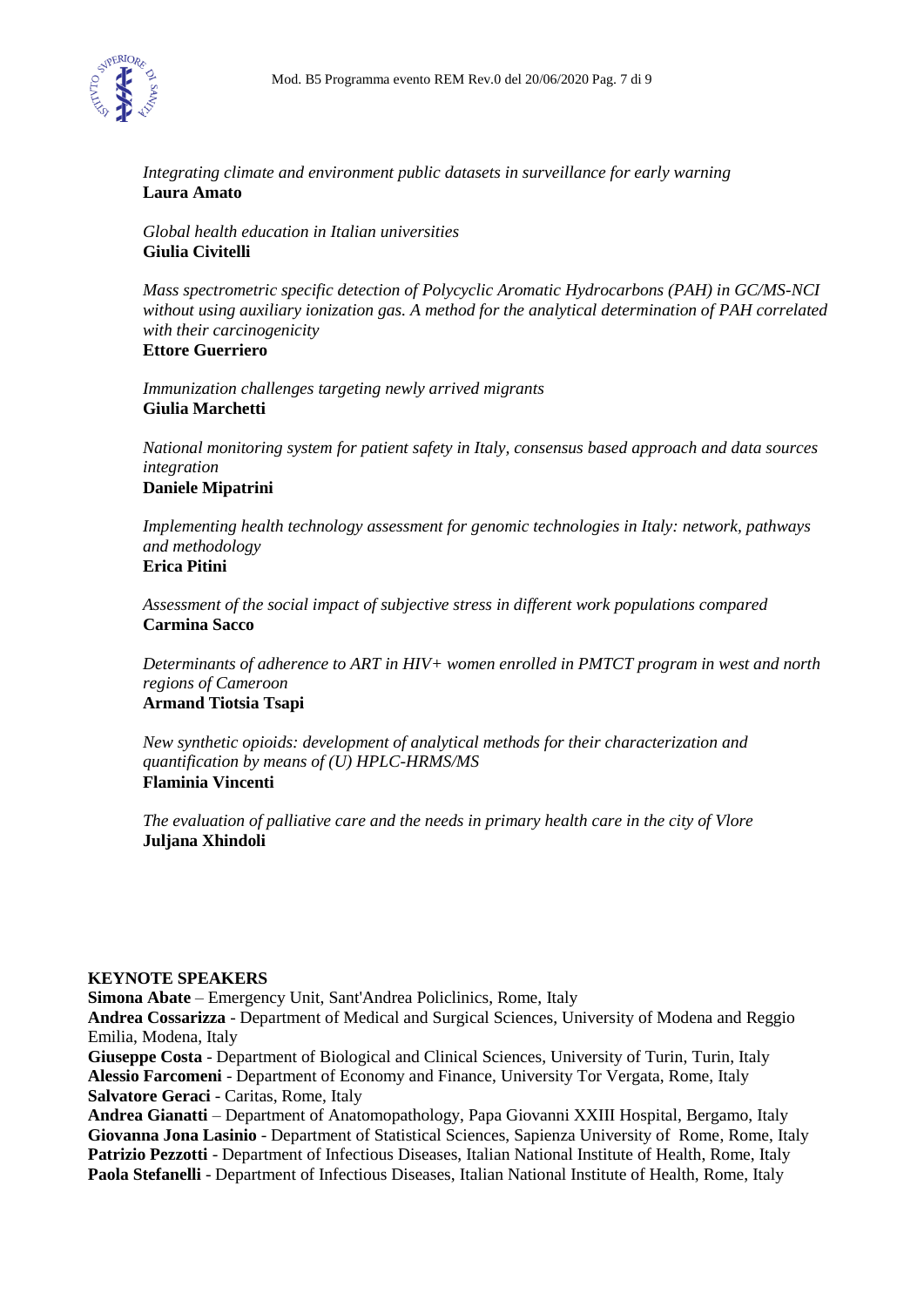*Integrating climate and environment public datasets in surveillance for early warning*
**Laura Amato**

*Global health education in Italian universities*
**Giulia Civitelli**

*Mass spectrometric specific detection of Polycyclic Aromatic Hydrocarbons (PAH) in GC/MS-NCI without using auxiliary ionization gas. A method for the analytical determination of PAH correlated with their carcinogenicity*
**Ettore Guerriero**

*Immunization challenges targeting newly arrived migrants*
**Giulia Marchetti**

*National monitoring system for patient safety in Italy, consensus based approach and data sources integration*
**Daniele Mipatrini**

*Implementing health technology assessment for genomic technologies in Italy: network, pathways and methodology*
**Erica Pitini**

*Assessment of the social impact of subjective stress in different work populations compared*
**Carmina Sacco**

*Determinants of adherence to ART in HIV+ women enrolled in PMTCT program in west and north regions of Cameroon*
**Armand Tiotsia Tsapi**

*New synthetic opioids: development of analytical methods for their characterization and quantification by means of (U) HPLC-HRMS/MS*
**Flaminia Vincenti**

*The evaluation of palliative care and the needs in primary health care in the city of Vlore*
**Juljana Xhindoli**

**KEYNOTE SPEAKERS**

**Simona Abate** – Emergency Unit, Sant'Andrea Policlinics, Rome, Italy
**Andrea Cossarizza** - Department of Medical and Surgical Sciences, University of Modena and Reggio Emilia, Modena, Italy
**Giuseppe Costa** - Department of Biological and Clinical Sciences, University of Turin, Turin, Italy
**Alessio Farcomeni** - Department of Economy and Finance, University Tor Vergata, Rome, Italy
**Salvatore Geraci** - Caritas, Rome, Italy
**Andrea Gianatti** – Department of Anatomopathology, Papa Giovanni XXIII Hospital, Bergamo, Italy
**Giovanna Jona Lasinio** - Department of Statistical Sciences, Sapienza University of Rome, Rome, Italy
**Patrizio Pezzotti** - Department of Infectious Diseases, Italian National Institute of Health, Rome, Italy
**Paola Stefanelli** - Department of Infectious Diseases, Italian National Institute of Health, Rome, Italy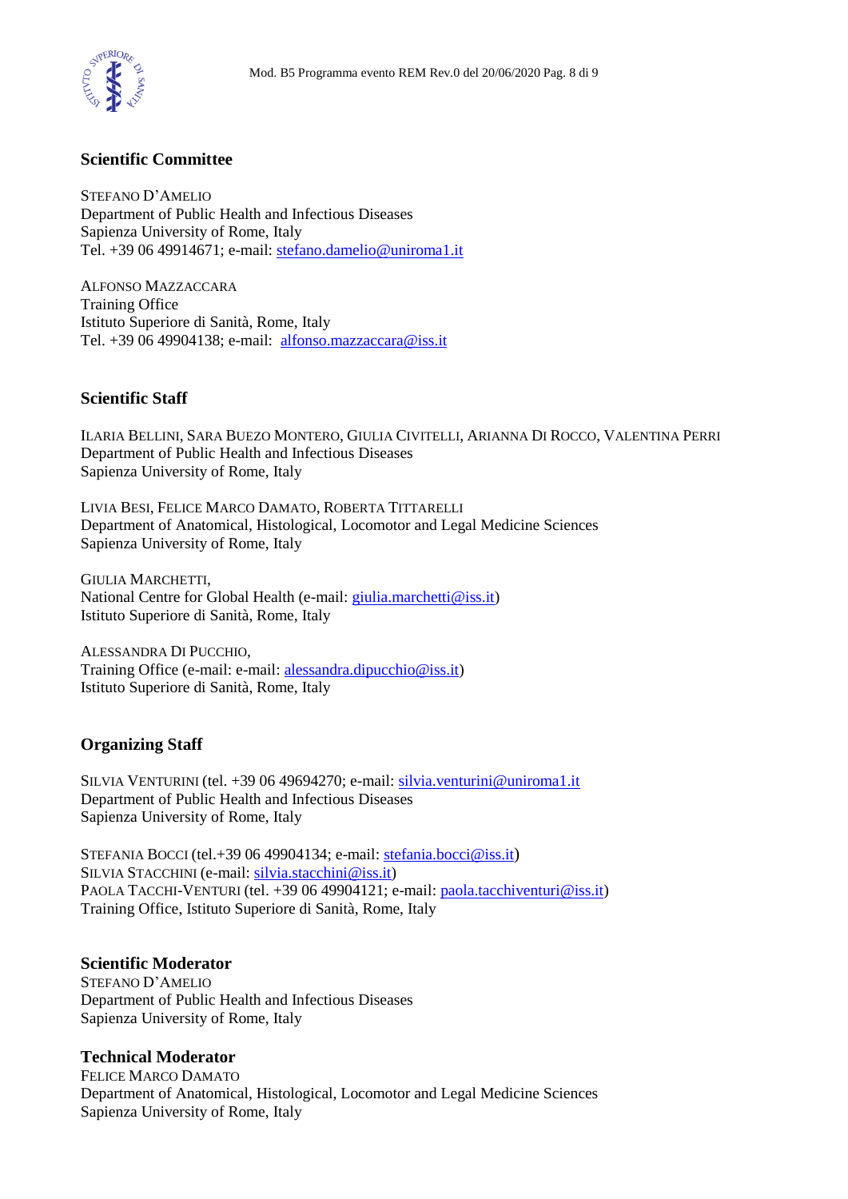## Scientific Committee

STEFANO D'AMELIO
Department of Public Health and Infectious Diseases
Sapienza University of Rome, Italy
Tel. +39 06 49914671; e-mail: stefano.damelio@uniroma1.it

ALFONSO MAZZACCARA
Training Office
Istituto Superiore di Sanità, Rome, Italy
Tel. +39 06 49904138; e-mail: alfonso.mazzaccara@iss.it

## Scientific Staff

ILARIA BELLINI, SARA BUEZO MONTERO, GIULIA CIVITELLI, ARIANNA DI ROCCO, VALENTINA PERRI
Department of Public Health and Infectious Diseases
Sapienza University of Rome, Italy

LIVIA BESI, FELICE MARCO DAMATO, ROBERTA TITTARELLI
Department of Anatomical, Histological, Locomotor and Legal Medicine Sciences
Sapienza University of Rome, Italy

GIULIA MARCHETTI,
National Centre for Global Health (e-mail: giulia.marchetti@iss.it)
Istituto Superiore di Sanità, Rome, Italy

ALESSANDRA DI PUCCHIO,
Training Office (e-mail: e-mail: alessandra.dipucchio@iss.it)
Istituto Superiore di Sanità, Rome, Italy

## Organizing Staff

SILVIA VENTURINI (tel. +39 06 49694270; e-mail: silvia.venturini@uniroma1.it
Department of Public Health and Infectious Diseases
Sapienza University of Rome, Italy

STEFANIA BOCCI (tel.+39 06 49904134; e-mail: stefania.bocci@iss.it)
SILVIA STACCHINI (e-mail: silvia.stacchini@iss.it)
PAOLA TACCHI-VENTURI (tel. +39 06 49904121; e-mail: paola.tacchiventuri@iss.it)
Training Office, Istituto Superiore di Sanità, Rome, Italy

## Scientific Moderator

STEFANO D'AMELIO
Department of Public Health and Infectious Diseases
Sapienza University of Rome, Italy

## Technical Moderator

FELICE MARCO DAMATO
Department of Anatomical, Histological, Locomotor and Legal Medicine Sciences
Sapienza University of Rome, Italy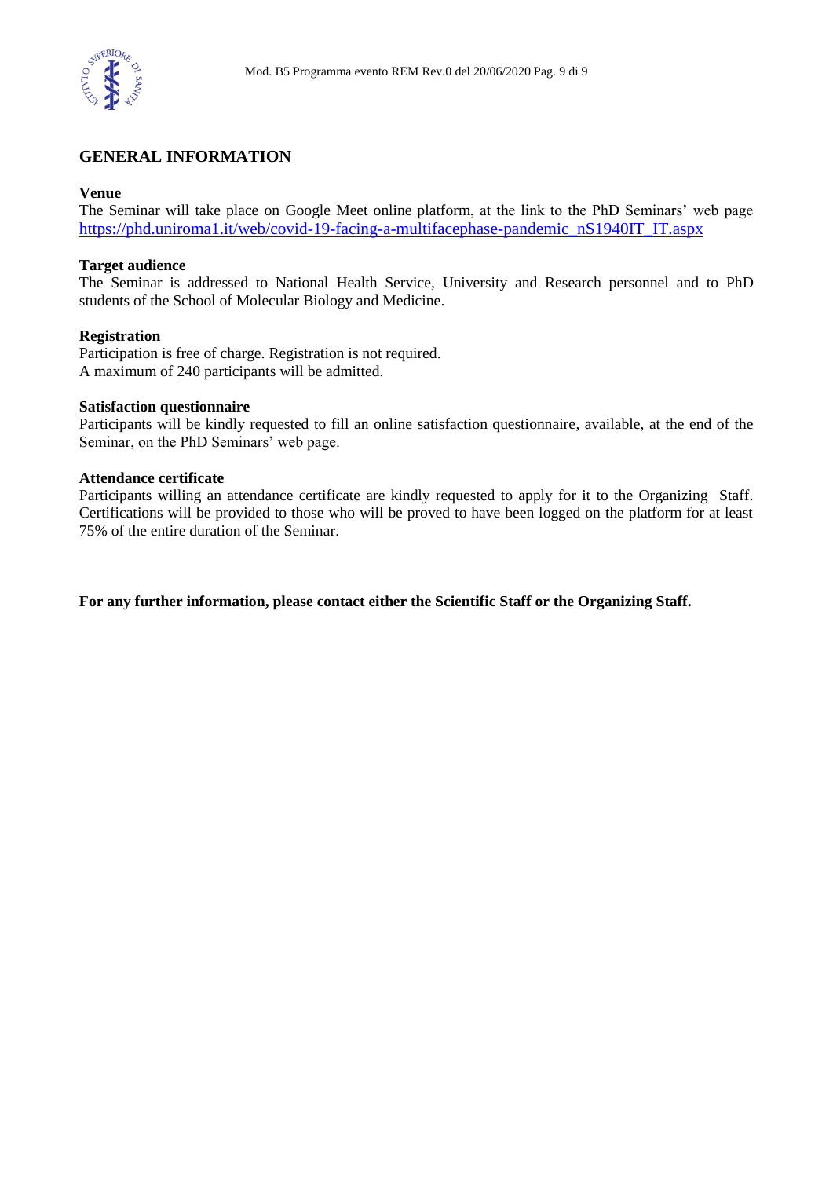## GENERAL INFORMATION

**Venue**

The Seminar will take place on Google Meet online platform, at the link to the PhD Seminars' web page https://phd.uniroma1.it/web/covid-19-facing-a-multifacephase-pandemic_nS1940IT_IT.aspx

**Target audience**

The Seminar is addressed to National Health Service, University and Research personnel and to PhD students of the School of Molecular Biology and Medicine.

**Registration**

Participation is free of charge. Registration is not required.
A maximum of 240 participants will be admitted.

**Satisfaction questionnaire**

Participants will be kindly requested to fill an online satisfaction questionnaire, available, at the end of the Seminar, on the PhD Seminars' web page.

**Attendance certificate**

Participants willing an attendance certificate are kindly requested to apply for it to the Organizing Staff. Certifications will be provided to those who will be proved to have been logged on the platform for at least 75% of the entire duration of the Seminar.

**For any further information, please contact either the Scientific Staff or the Organizing Staff.**